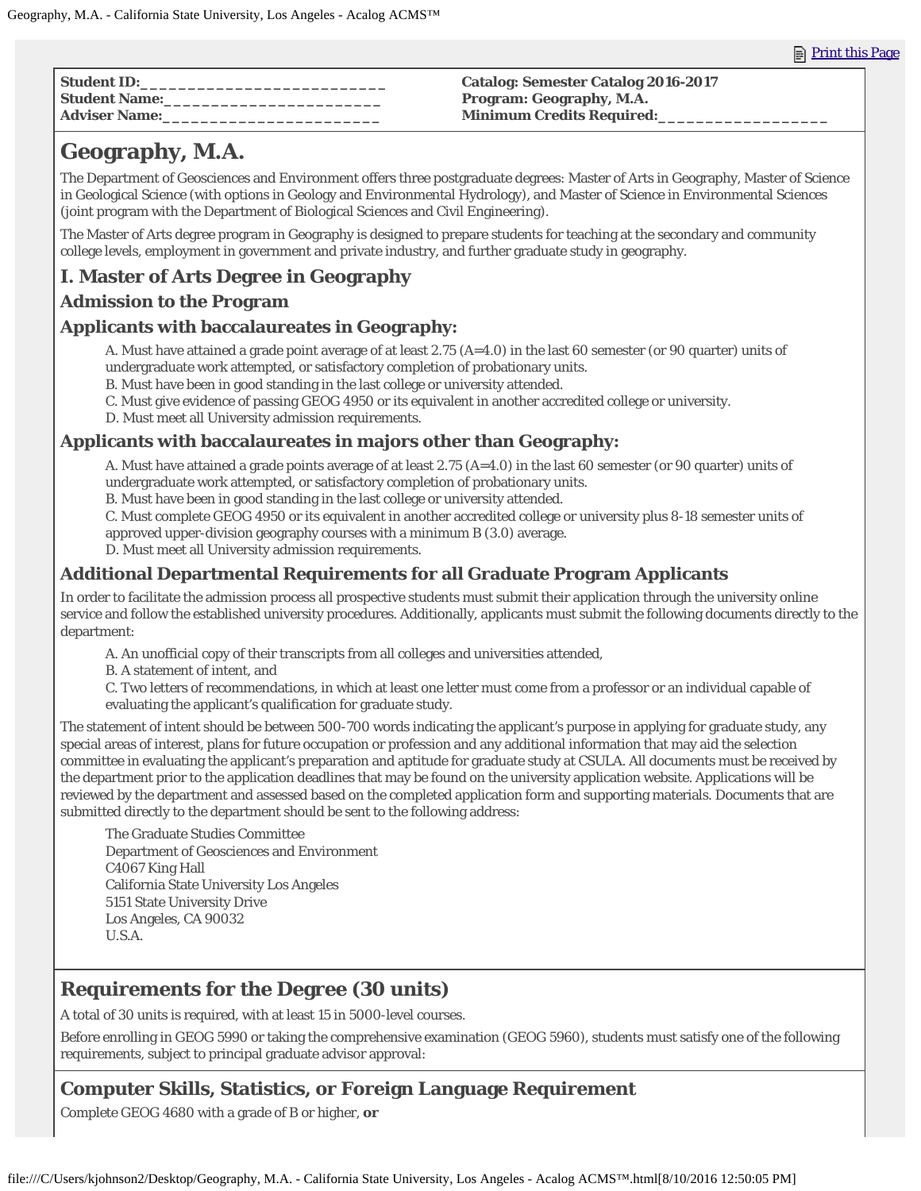Print this Page

**Student ID:**___________________________
**Student Name:**________________________
**Adviser Name:**________________________

**Catalog: Semester Catalog 2016-2017**
**Program: Geography, M.A.**
**Minimum Credits Required:**__________________

# Geography, M.A.

The Department of Geosciences and Environment offers three postgraduate degrees: Master of Arts in Geography, Master of Science in Geological Science (with options in Geology and Environmental Hydrology), and Master of Science in Environmental Sciences (joint program with the Department of Biological Sciences and Civil Engineering).

The Master of Arts degree program in Geography is designed to prepare students for teaching at the secondary and community college levels, employment in government and private industry, and further graduate study in geography.

## I. Master of Arts Degree in Geography

### Admission to the Program

### Applicants with baccalaureates in Geography:

A. Must have attained a grade point average of at least 2.75 (A=4.0) in the last 60 semester (or 90 quarter) units of undergraduate work attempted, or satisfactory completion of probationary units.
B. Must have been in good standing in the last college or university attended.
C. Must give evidence of passing GEOG 4950 or its equivalent in another accredited college or university.
D. Must meet all University admission requirements.

### Applicants with baccalaureates in majors other than Geography:

A. Must have attained a grade points average of at least 2.75 (A=4.0) in the last 60 semester (or 90 quarter) units of undergraduate work attempted, or satisfactory completion of probationary units.
B. Must have been in good standing in the last college or university attended.
C. Must complete GEOG 4950 or its equivalent in another accredited college or university plus 8-18 semester units of approved upper-division geography courses with a minimum B (3.0) average.
D. Must meet all University admission requirements.

### Additional Departmental Requirements for all Graduate Program Applicants

In order to facilitate the admission process all prospective students must submit their application through the university online service and follow the established university procedures. Additionally, applicants must submit the following documents directly to the department:

A. An unofficial copy of their transcripts from all colleges and universities attended,
B. A statement of intent, and
C. Two letters of recommendations, in which at least one letter must come from a professor or an individual capable of evaluating the applicant's qualification for graduate study.

The statement of intent should be between 500-700 words indicating the applicant's purpose in applying for graduate study, any special areas of interest, plans for future occupation or profession and any additional information that may aid the selection committee in evaluating the applicant's preparation and aptitude for graduate study at CSULA. All documents must be received by the department prior to the application deadlines that may be found on the university application website. Applications will be reviewed by the department and assessed based on the completed application form and supporting materials. Documents that are submitted directly to the department should be sent to the following address:

The Graduate Studies Committee
Department of Geosciences and Environment
C4067 King Hall
California State University Los Angeles
5151 State University Drive
Los Angeles, CA 90032
U.S.A.

## Requirements for the Degree (30 units)

A total of 30 units is required, with at least 15 in 5000-level courses.

Before enrolling in GEOG 5990 or taking the comprehensive examination (GEOG 5960), students must satisfy one of the following requirements, subject to principal graduate advisor approval:

## Computer Skills, Statistics, or Foreign Language Requirement

Complete GEOG 4680 with a grade of B or higher, **or**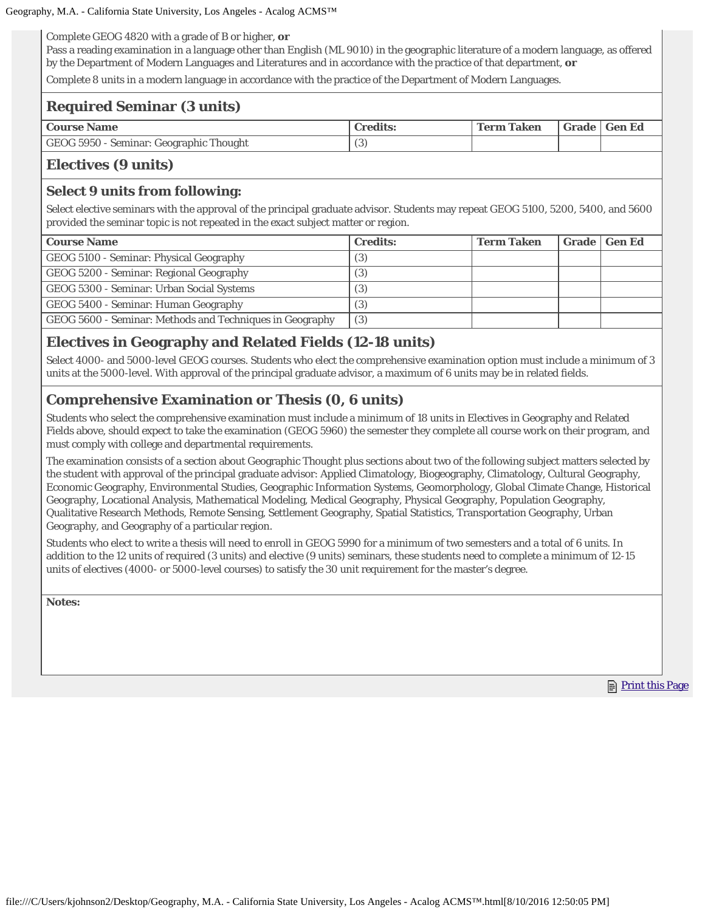Complete GEOG 4820 with a grade of B or higher, **or**

Pass a reading examination in a language other than English (ML 9010) in the geographic literature of a modern language, as offered by the Department of Modern Languages and Literatures and in accordance with the practice of that department, **or**

Complete 8 units in a modern language in accordance with the practice of the Department of Modern Languages.

## Required Seminar (3 units)

| Course Name | Credits: | Term Taken | Grade | Gen Ed |
|---|---|---|---|---|
| GEOG 5950 - Seminar: Geographic Thought | (3) | | | |

## Electives (9 units)

### Select 9 units from following:

Select elective seminars with the approval of the principal graduate advisor. Students may repeat GEOG 5100, 5200, 5400, and 5600 provided the seminar topic is not repeated in the exact subject matter or region.

| Course Name | Credits: | Term Taken | Grade | Gen Ed |
|---|---|---|---|---|
| GEOG 5100 - Seminar: Physical Geography | (3) | | | |
| GEOG 5200 - Seminar: Regional Geography | (3) | | | |
| GEOG 5300 - Seminar: Urban Social Systems | (3) | | | |
| GEOG 5400 - Seminar: Human Geography | (3) | | | |
| GEOG 5600 - Seminar: Methods and Techniques in Geography | (3) | | | |

## Electives in Geography and Related Fields (12-18 units)

Select 4000- and 5000-level GEOG courses. Students who elect the comprehensive examination option must include a minimum of 3 units at the 5000-level. With approval of the principal graduate advisor, a maximum of 6 units may be in related fields.

## Comprehensive Examination or Thesis (0, 6 units)

Students who select the comprehensive examination must include a minimum of 18 units in Electives in Geography and Related Fields above, should expect to take the examination (GEOG 5960) the semester they complete all course work on their program, and must comply with college and departmental requirements.

The examination consists of a section about Geographic Thought plus sections about two of the following subject matters selected by the student with approval of the principal graduate advisor: Applied Climatology, Biogeography, Climatology, Cultural Geography, Economic Geography, Environmental Studies, Geographic Information Systems, Geomorphology, Global Climate Change, Historical Geography, Locational Analysis, Mathematical Modeling, Medical Geography, Physical Geography, Population Geography, Qualitative Research Methods, Remote Sensing, Settlement Geography, Spatial Statistics, Transportation Geography, Urban Geography, and Geography of a particular region.

Students who elect to write a thesis will need to enroll in GEOG 5990 for a minimum of two semesters and a total of 6 units. In addition to the 12 units of required (3 units) and elective (9 units) seminars, these students need to complete a minimum of 12-15 units of electives (4000- or 5000-level courses) to satisfy the 30 unit requirement for the master's degree.

**Notes:**